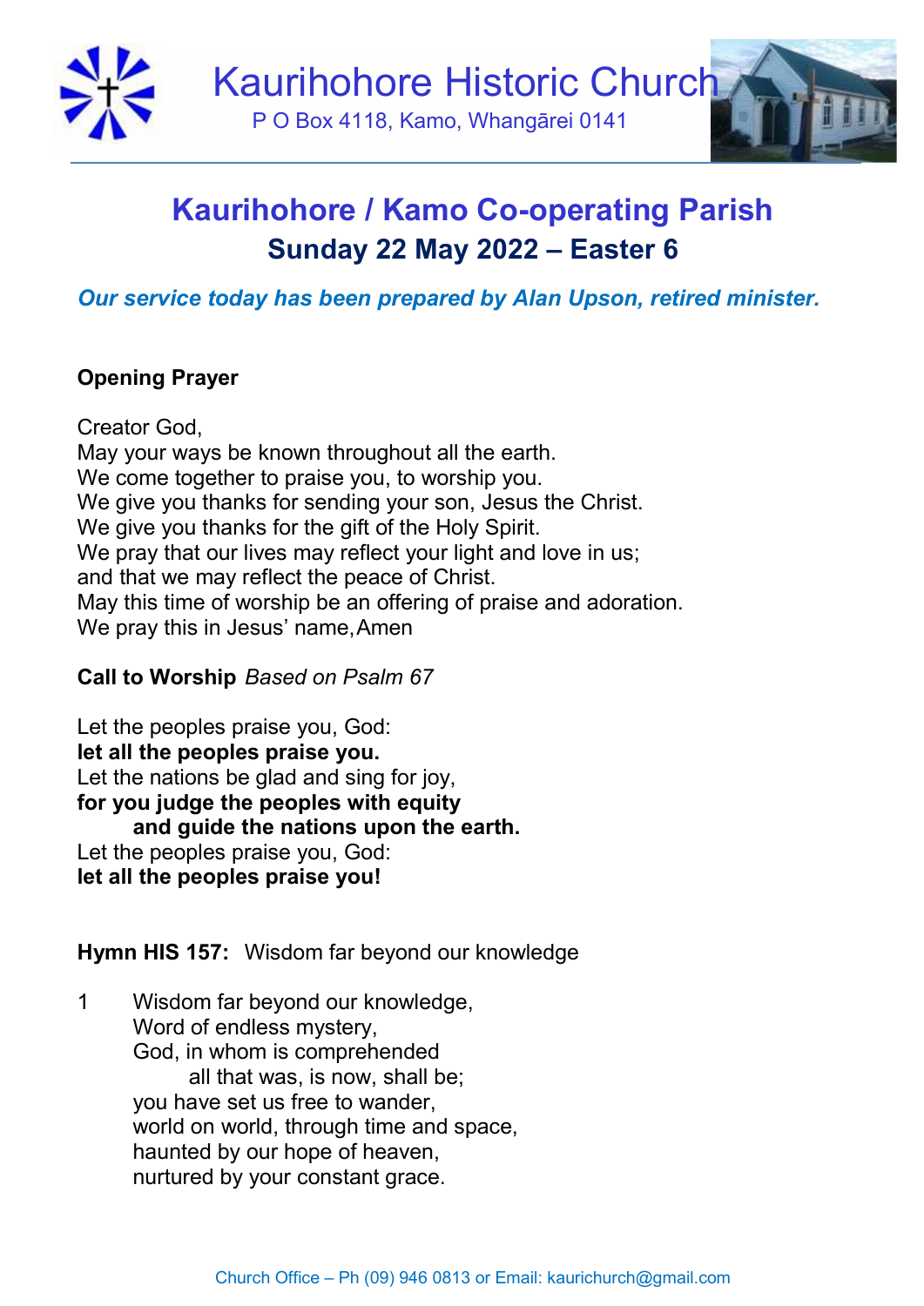# Kaurihohore Historic Church

P O Box 4118, Kamo, Whangārei 0141

## Kaurihohore / Kamo Co-operating Parish

### Sunday 22 May 2022 – Easter 6

*Our service today has been prepared by Alan Upson, retired minister.*

**Opening Prayer**

Creator God,
May your ways be known throughout all the earth.
We come together to praise you, to worship you.
We give you thanks for sending your son, Jesus the Christ.
We give you thanks for the gift of the Holy Spirit.
We pray that our lives may reflect your light and love in us;
and that we may reflect the peace of Christ.
May this time of worship be an offering of praise and adoration.
We pray this in Jesus' name, Amen

**Call to Worship** *Based on Psalm 67*

Let the peoples praise you, God:
**let all the peoples praise you.**
Let the nations be glad and sing for joy,
**for you judge the peoples with equity**
**and guide the nations upon the earth.**
Let the peoples praise you, God:
**let all the peoples praise you!**

**Hymn HIS 157:** Wisdom far beyond our knowledge

1 Wisdom far beyond our knowledge,
Word of endless mystery,
God, in whom is comprehended
all that was, is now, shall be;
you have set us free to wander,
world on world, through time and space,
haunted by our hope of heaven,
nurtured by your constant grace.

Church Office – Ph (09) 946 0813 or Email: kaurichurch@gmail.com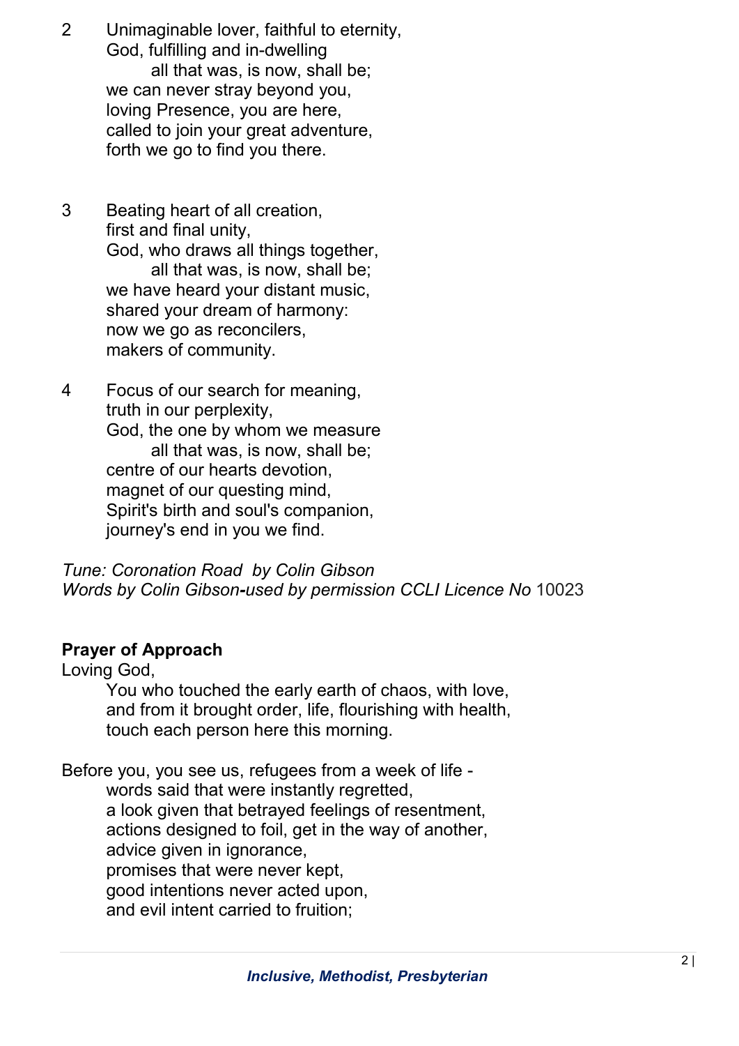2 Unimaginable lover, faithful to eternity,
God, fulfilling and in-dwelling
all that was, is now, shall be;
we can never stray beyond you,
loving Presence, you are here,
called to join your great adventure,
forth we go to find you there.

3 Beating heart of all creation,
first and final unity,
God, who draws all things together,
all that was, is now, shall be;
we have heard your distant music,
shared your dream of harmony:
now we go as reconcilers,
makers of community.

4 Focus of our search for meaning,
truth in our perplexity,
God, the one by whom we measure
all that was, is now, shall be;
centre of our hearts devotion,
magnet of our questing mind,
Spirit's birth and soul's companion,
journey's end in you we find.

*Tune: Coronation Road by Colin Gibson*
*Words by Colin Gibson-used by permission CCLI Licence No* 10023

**Prayer of Approach**

Loving God,
You who touched the early earth of chaos, with love,
and from it brought order, life, flourishing with health,
touch each person here this morning.

Before you, you see us, refugees from a week of life -
words said that were instantly regretted,
a look given that betrayed feelings of resentment,
actions designed to foil, get in the way of another,
advice given in ignorance,
promises that were never kept,
good intentions never acted upon,
and evil intent carried to fruition;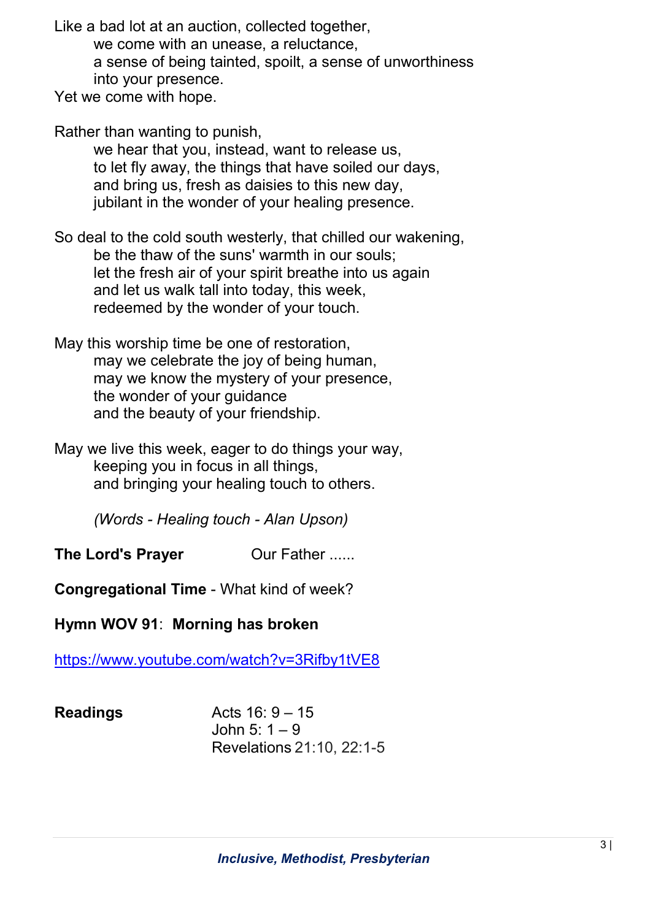Like a bad lot at an auction, collected together,
we come with an unease, a reluctance,
a sense of being tainted, spoilt, a sense of unworthiness
into your presence.
Yet we come with hope.

Rather than wanting to punish,
we hear that you, instead, want to release us,
to let fly away, the things that have soiled our days,
and bring us, fresh as daisies to this new day,
jubilant in the wonder of your healing presence.

So deal to the cold south westerly, that chilled our wakening,
be the thaw of the suns' warmth in our souls;
let the fresh air of your spirit breathe into us again
and let us walk tall into today, this week,
redeemed by the wonder of your touch.

May this worship time be one of restoration,
may we celebrate the joy of being human,
may we know the mystery of your presence,
the wonder of your guidance
and the beauty of your friendship.

May we live this week, eager to do things your way,
keeping you in focus in all things,
and bringing your healing touch to others.

*(Words - Healing touch - Alan Upson)*

**The Lord's Prayer** Our Father ......

**Congregational Time** - What kind of week?

**Hymn WOV 91**: **Morning has broken**

https://www.youtube.com/watch?v=3Rifby1tVE8

**Readings**
Acts 16: 9 – 15
John 5: 1 – 9
Revelations 21:10, 22:1-5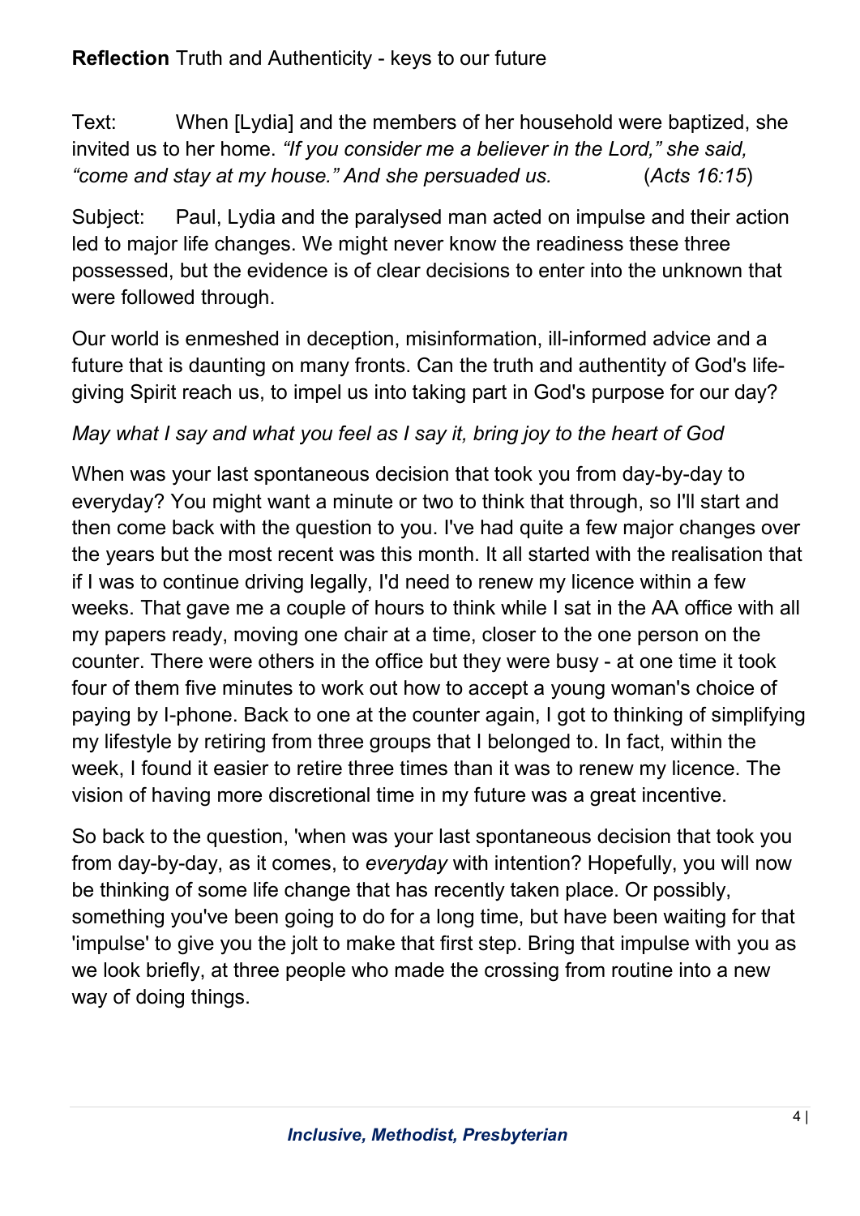**Reflection** Truth and Authenticity - keys to our future

Text: When [Lydia] and the members of her household were baptized, she invited us to her home. *"If you consider me a believer in the Lord," she said, "come and stay at my house." And she persuaded us.* (*Acts 16:15*)

Subject: Paul, Lydia and the paralysed man acted on impulse and their action led to major life changes. We might never know the readiness these three possessed, but the evidence is of clear decisions to enter into the unknown that were followed through.

Our world is enmeshed in deception, misinformation, ill-informed advice and a future that is daunting on many fronts. Can the truth and authenticity of God's life-giving Spirit reach us, to impel us into taking part in God's purpose for our day?

*May what I say and what you feel as I say it, bring joy to the heart of God*

When was your last spontaneous decision that took you from day-by-day to everyday? You might want a minute or two to think that through, so I'll start and then come back with the question to you. I've had quite a few major changes over the years but the most recent was this month. It all started with the realisation that if I was to continue driving legally, I'd need to renew my licence within a few weeks. That gave me a couple of hours to think while I sat in the AA office with all my papers ready, moving one chair at a time, closer to the one person on the counter. There were others in the office but they were busy - at one time it took four of them five minutes to work out how to accept a young woman's choice of paying by I-phone. Back to one at the counter again, I got to thinking of simplifying my lifestyle by retiring from three groups that I belonged to. In fact, within the week, I found it easier to retire three times than it was to renew my licence. The vision of having more discretional time in my future was a great incentive.

So back to the question, 'when was your last spontaneous decision that took you from day-by-day, as it comes, to *everyday* with intention? Hopefully, you will now be thinking of some life change that has recently taken place. Or possibly, something you've been going to do for a long time, but have been waiting for that 'impulse' to give you the jolt to make that first step. Bring that impulse with you as we look briefly, at three people who made the crossing from routine into a new way of doing things.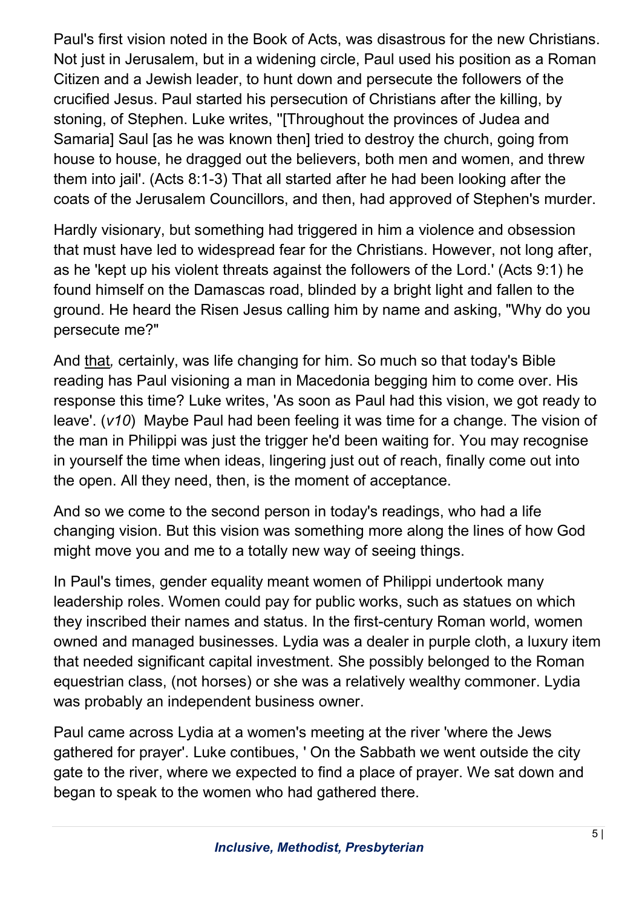Paul's first vision noted in the Book of Acts, was disastrous for the new Christians. Not just in Jerusalem, but in a widening circle, Paul used his position as a Roman Citizen and a Jewish leader, to hunt down and persecute the followers of the crucified Jesus. Paul started his persecution of Christians after the killing, by stoning, of Stephen. Luke writes, ''[Throughout the provinces of Judea and Samaria] Saul [as he was known then] tried to destroy the church, going from house to house, he dragged out the believers, both men and women, and threw them into jail'. (Acts 8:1-3) That all started after he had been looking after the coats of the Jerusalem Councillors, and then, had approved of Stephen's murder.

Hardly visionary, but something had triggered in him a violence and obsession that must have led to widespread fear for the Christians. However, not long after, as he 'kept up his violent threats against the followers of the Lord.' (Acts 9:1) he found himself on the Damascas road, blinded by a bright light and fallen to the ground. He heard the Risen Jesus calling him by name and asking, "Why do you persecute me?"

And <u>that</u>*,* certainly, was life changing for him. So much so that today's Bible reading has Paul visioning a man in Macedonia begging him to come over. His response this time? Luke writes, 'As soon as Paul had this vision, we got ready to leave'. (*v10*) Maybe Paul had been feeling it was time for a change. The vision of the man in Philippi was just the trigger he'd been waiting for. You may recognise in yourself the time when ideas, lingering just out of reach, finally come out into the open. All they need, then, is the moment of acceptance.

And so we come to the second person in today's readings, who had a life changing vision. But this vision was something more along the lines of how God might move you and me to a totally new way of seeing things.

In Paul's times, gender equality meant women of Philippi undertook many leadership roles. Women could pay for public works, such as statues on which they inscribed their names and status. In the first-century Roman world, women owned and managed businesses. Lydia was a dealer in purple cloth, a luxury item that needed significant capital investment. She possibly belonged to the Roman equestrian class, (not horses) or she was a relatively wealthy commoner. Lydia was probably an independent business owner.

Paul came across Lydia at a women's meeting at the river 'where the Jews gathered for prayer'. Luke contibues, ' On the Sabbath we went outside the city gate to the river, where we expected to find a place of prayer. We sat down and began to speak to the women who had gathered there.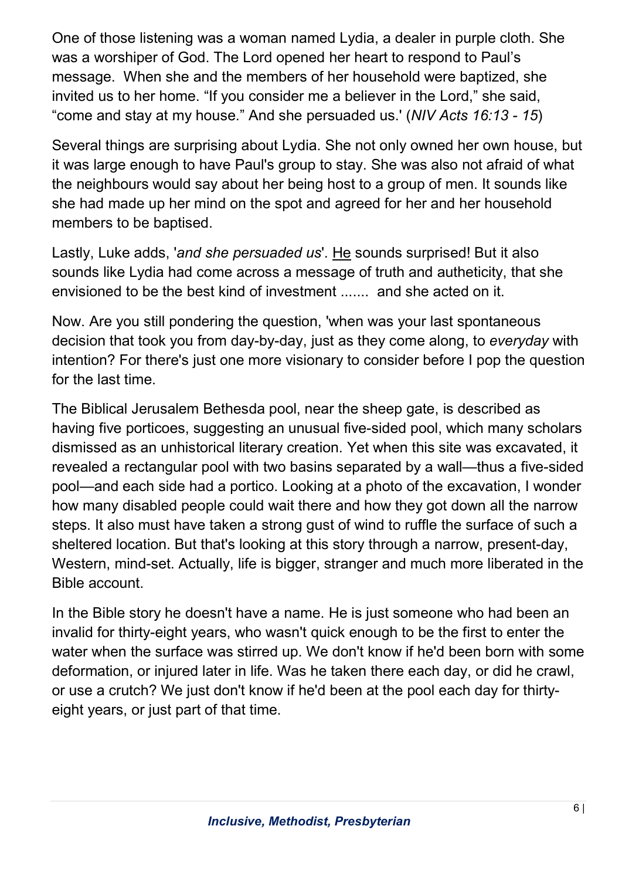One of those listening was a woman named Lydia, a dealer in purple cloth. She was a worshiper of God. The Lord opened her heart to respond to Paul's message. When she and the members of her household were baptized, she invited us to her home. "If you consider me a believer in the Lord," she said, "come and stay at my house." And she persuaded us.' (*NIV Acts 16:13 - 15*)

Several things are surprising about Lydia. She not only owned her own house, but it was large enough to have Paul's group to stay. She was also not afraid of what the neighbours would say about her being host to a group of men. It sounds like she had made up her mind on the spot and agreed for her and her household members to be baptised.

Lastly, Luke adds, '*and she persuaded us*'. <u>He</u> sounds surprised! But it also sounds like Lydia had come across a message of truth and autheticity, that she envisioned to be the best kind of investment ....... and she acted on it.

Now. Are you still pondering the question, 'when was your last spontaneous decision that took you from day-by-day, just as they come along, to *everyday* with intention? For there's just one more visionary to consider before I pop the question for the last time.

The Biblical Jerusalem Bethesda pool, near the sheep gate, is described as having five porticoes, suggesting an unusual five-sided pool, which many scholars dismissed as an unhistorical literary creation. Yet when this site was excavated, it revealed a rectangular pool with two basins separated by a wall—thus a five-sided pool—and each side had a portico. Looking at a photo of the excavation, I wonder how many disabled people could wait there and how they got down all the narrow steps. It also must have taken a strong gust of wind to ruffle the surface of such a sheltered location. But that's looking at this story through a narrow, present-day, Western, mind-set. Actually, life is bigger, stranger and much more liberated in the Bible account.

In the Bible story he doesn't have a name. He is just someone who had been an invalid for thirty-eight years, who wasn't quick enough to be the first to enter the water when the surface was stirred up. We don't know if he'd been born with some deformation, or injured later in life. Was he taken there each day, or did he crawl, or use a crutch? We just don't know if he'd been at the pool each day for thirty-eight years, or just part of that time.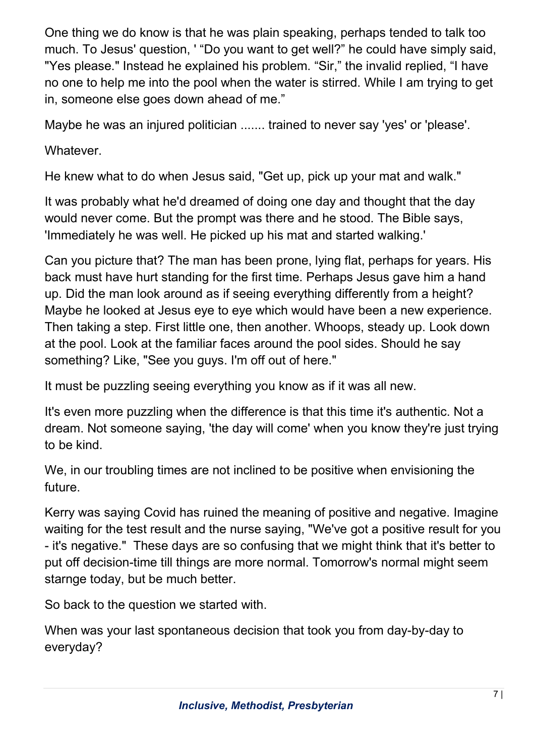One thing we do know is that he was plain speaking, perhaps tended to talk too much. To Jesus' question, ' "Do you want to get well?" he could have simply said, "Yes please." Instead he explained his problem. "Sir," the invalid replied, "I have no one to help me into the pool when the water is stirred. While I am trying to get in, someone else goes down ahead of me."

Maybe he was an injured politician ....... trained to never say 'yes' or 'please'.

Whatever.

He knew what to do when Jesus said, "Get up, pick up your mat and walk."

It was probably what he'd dreamed of doing one day and thought that the day would never come. But the prompt was there and he stood. The Bible says, 'Immediately he was well. He picked up his mat and started walking.'

Can you picture that? The man has been prone, lying flat, perhaps for years. His back must have hurt standing for the first time. Perhaps Jesus gave him a hand up. Did the man look around as if seeing everything differently from a height? Maybe he looked at Jesus eye to eye which would have been a new experience. Then taking a step. First little one, then another. Whoops, steady up. Look down at the pool. Look at the familiar faces around the pool sides. Should he say something? Like, "See you guys. I'm off out of here."

It must be puzzling seeing everything you know as if it was all new.

It's even more puzzling when the difference is that this time it's authentic. Not a dream. Not someone saying, 'the day will come' when you know they're just trying to be kind.

We, in our troubling times are not inclined to be positive when envisioning the future.

Kerry was saying Covid has ruined the meaning of positive and negative. Imagine waiting for the test result and the nurse saying, "We've got a positive result for you - it's negative." These days are so confusing that we might think that it's better to put off decision-time till things are more normal. Tomorrow's normal might seem starnge today, but be much better.

So back to the question we started with.

When was your last spontaneous decision that took you from day-by-day to everyday?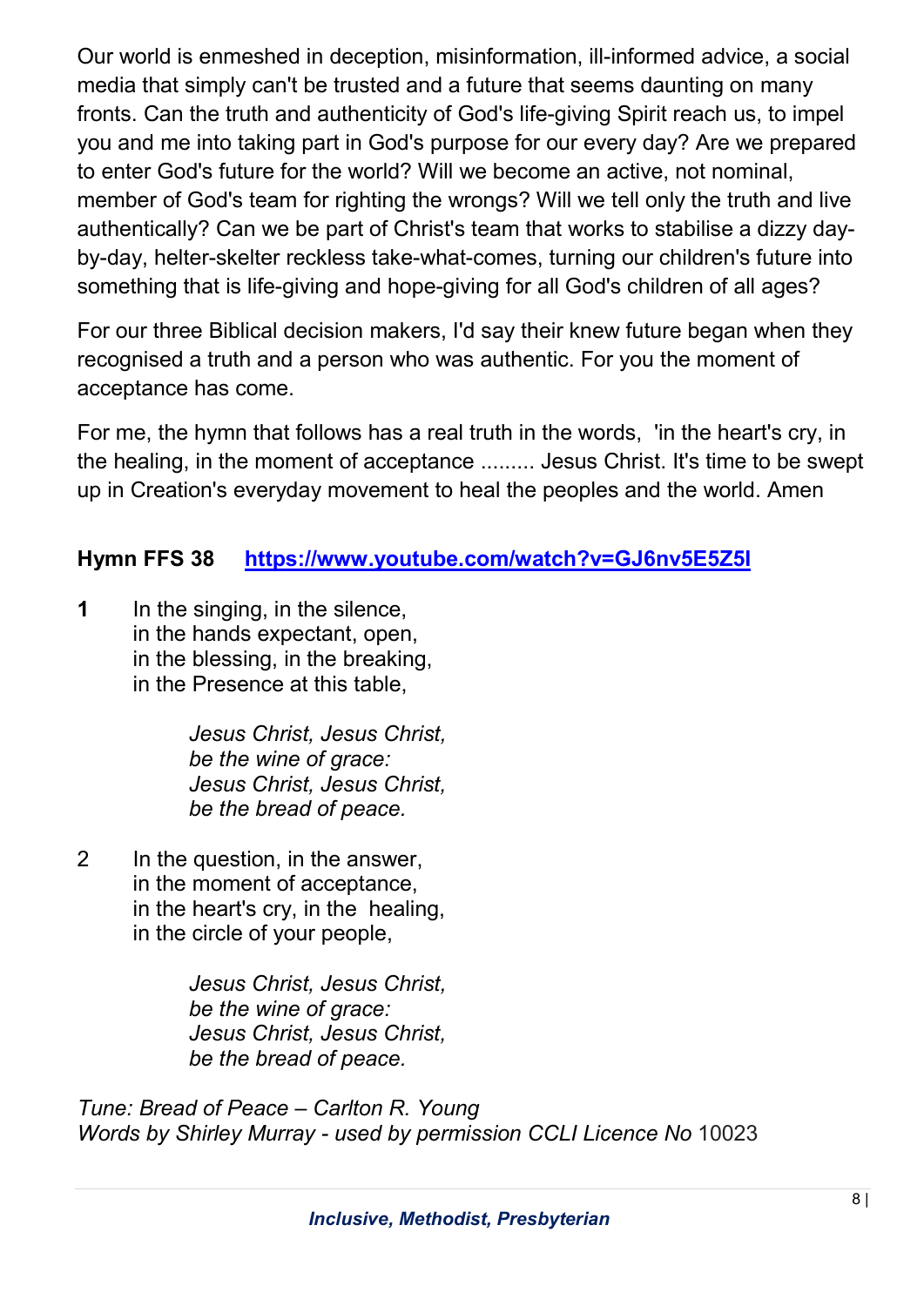Our world is enmeshed in deception, misinformation, ill-informed advice, a social media that simply can't be trusted and a future that seems daunting on many fronts. Can the truth and authenticity of God's life-giving Spirit reach us, to impel you and me into taking part in God's purpose for our every day? Are we prepared to enter God's future for the world? Will we become an active, not nominal, member of God's team for righting the wrongs? Will we tell only the truth and live authentically? Can we be part of Christ's team that works to stabilise a dizzy day-by-day, helter-skelter reckless take-what-comes, turning our children's future into something that is life-giving and hope-giving for all God's children of all ages?

For our three Biblical decision makers, I'd say their knew future began when they recognised a truth and a person who was authentic. For you the moment of acceptance has come.

For me, the hymn that follows has a real truth in the words, 'in the heart's cry, in the healing, in the moment of acceptance ......... Jesus Christ. It's time to be swept up in Creation's everyday movement to heal the peoples and the world. Amen

**Hymn FFS 38** [https://www.youtube.com/watch?v=GJ6nv5E5Z5I](https://www.youtube.com/watch?v=GJ6nv5E5Z5I)

**1** In the singing, in the silence,
in the hands expectant, open,
in the blessing, in the breaking,
in the Presence at this table,

*Jesus Christ, Jesus Christ,*
*be the wine of grace:*
*Jesus Christ, Jesus Christ,*
*be the bread of peace.*

2 In the question, in the answer,
in the moment of acceptance,
in the heart's cry, in the healing,
in the circle of your people,

*Jesus Christ, Jesus Christ,*
*be the wine of grace:*
*Jesus Christ, Jesus Christ,*
*be the bread of peace.*

*Tune: Bread of Peace – Carlton R. Young*
*Words by Shirley Murray - used by permission CCLI Licence No* 10023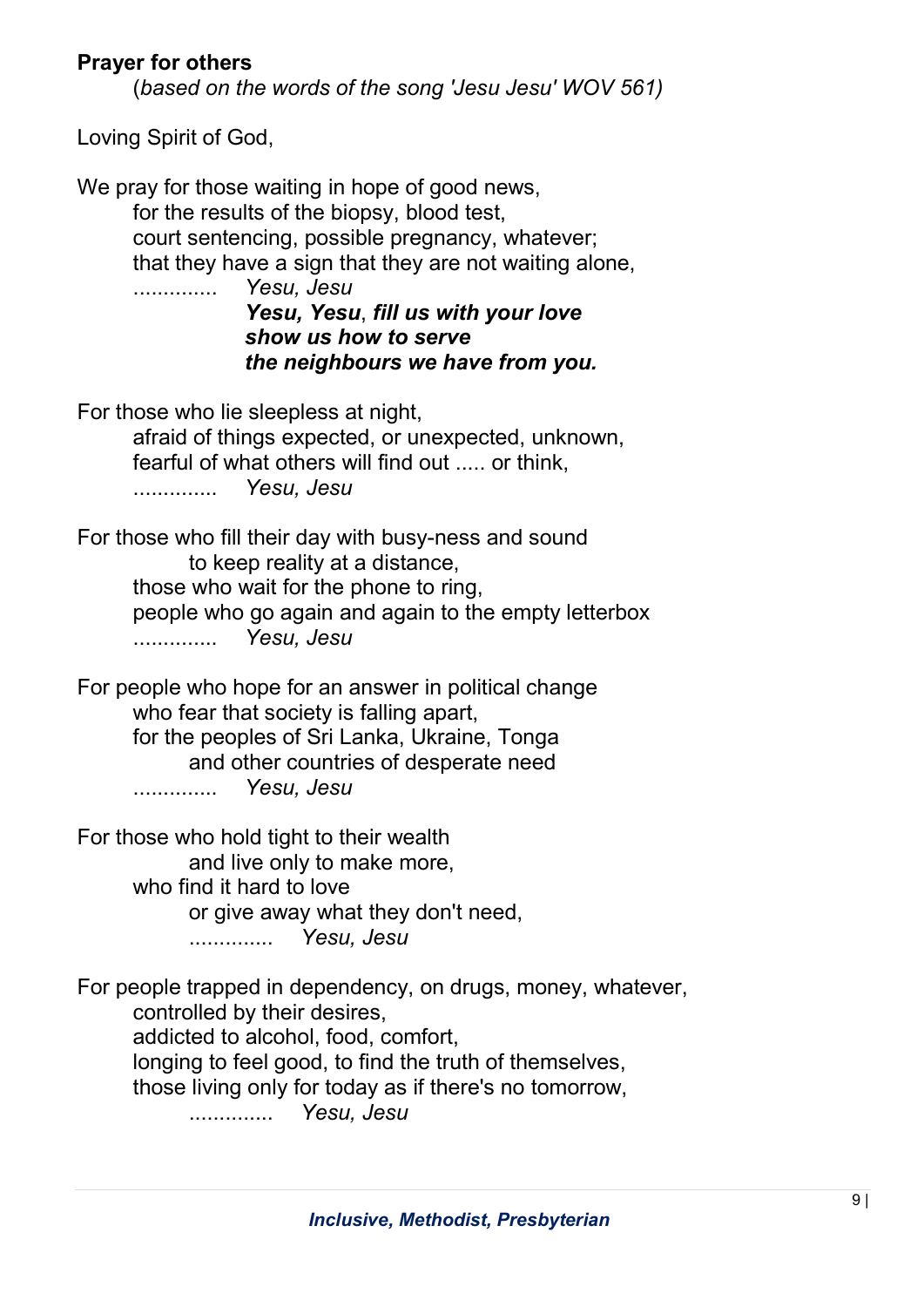**Prayer for others**

(*based on the words of the song 'Jesu Jesu' WOV 561)*

Loving Spirit of God,

We pray for those waiting in hope of good news,
for the results of the biopsy, blood test,
court sentencing, possible pregnancy, whatever;
that they have a sign that they are not waiting alone,
.............. *Yesu, Jesu*
***Yesu, Yesu*****, *fill us with your love***
***show us how to serve***
***the neighbours we have from you.***

For those who lie sleepless at night,
afraid of things expected, or unexpected, unknown,
fearful of what others will find out ..... or think,
.............. *Yesu, Jesu*

For those who fill their day with busy-ness and sound
to keep reality at a distance,
those who wait for the phone to ring,
people who go again and again to the empty letterbox
.............. *Yesu, Jesu*

For people who hope for an answer in political change
who fear that society is falling apart,
for the peoples of Sri Lanka, Ukraine, Tonga
and other countries of desperate need
.............. *Yesu, Jesu*

For those who hold tight to their wealth
and live only to make more,
who find it hard to love
or give away what they don't need,
.............. *Yesu, Jesu*

For people trapped in dependency, on drugs, money, whatever,
controlled by their desires,
addicted to alcohol, food, comfort,
longing to feel good, to find the truth of themselves,
those living only for today as if there's no tomorrow,
.............. *Yesu, Jesu*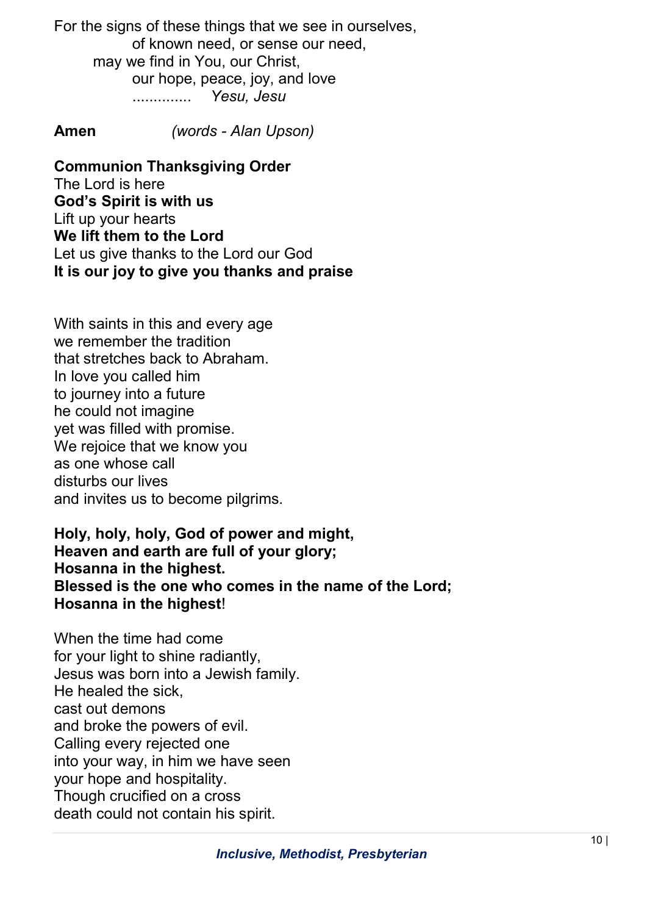For the signs of these things that we see in ourselves,
of known need, or sense our need,
may we find in You, our Christ,
our hope, peace, joy, and love
.............. *Yesu, Jesu*

**Amen** *(words - Alan Upson)*

**Communion Thanksgiving Order**
The Lord is here
**God's Spirit is with us**
Lift up your hearts
**We lift them to the Lord**
Let us give thanks to the Lord our God
**It is our joy to give you thanks and praise**

With saints in this and every age
we remember the tradition
that stretches back to Abraham.
In love you called him
to journey into a future
he could not imagine
yet was filled with promise.
We rejoice that we know you
as one whose call
disturbs our lives
and invites us to become pilgrims.

**Holy, holy, holy, God of power and might,**
**Heaven and earth are full of your glory;**
**Hosanna in the highest.**
**Blessed is the one who comes in the name of the Lord;**
**Hosanna in the highest**!

When the time had come
for your light to shine radiantly,
Jesus was born into a Jewish family.
He healed the sick,
cast out demons
and broke the powers of evil.
Calling every rejected one
into your way, in him we have seen
your hope and hospitality.
Though crucified on a cross
death could not contain his spirit.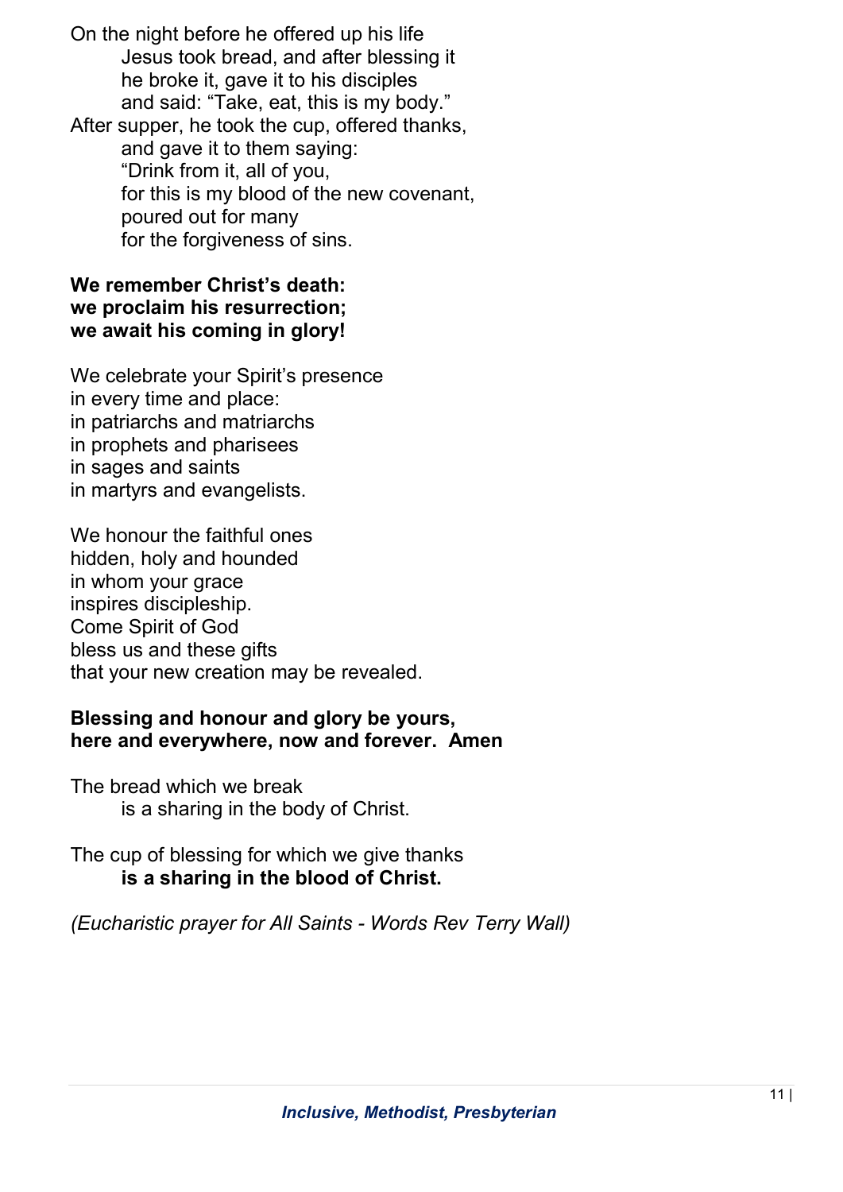On the night before he offered up his life
Jesus took bread, and after blessing it
he broke it, gave it to his disciples
and said: "Take, eat, this is my body."
After supper, he took the cup, offered thanks,
and gave it to them saying:
"Drink from it, all of you,
for this is my blood of the new covenant,
poured out for many
for the forgiveness of sins.

**We remember Christ's death:**
**we proclaim his resurrection;**
**we await his coming in glory!**

We celebrate your Spirit's presence
in every time and place:
in patriarchs and matriarchs
in prophets and pharisees
in sages and saints
in martyrs and evangelists.

We honour the faithful ones
hidden, holy and hounded
in whom your grace
inspires discipleship.
Come Spirit of God
bless us and these gifts
that your new creation may be revealed.

**Blessing and honour and glory be yours,**
**here and everywhere, now and forever. Amen**

The bread which we break
is a sharing in the body of Christ.

The cup of blessing for which we give thanks
**is a sharing in the blood of Christ.**

*(Eucharistic prayer for All Saints - Words Rev Terry Wall)*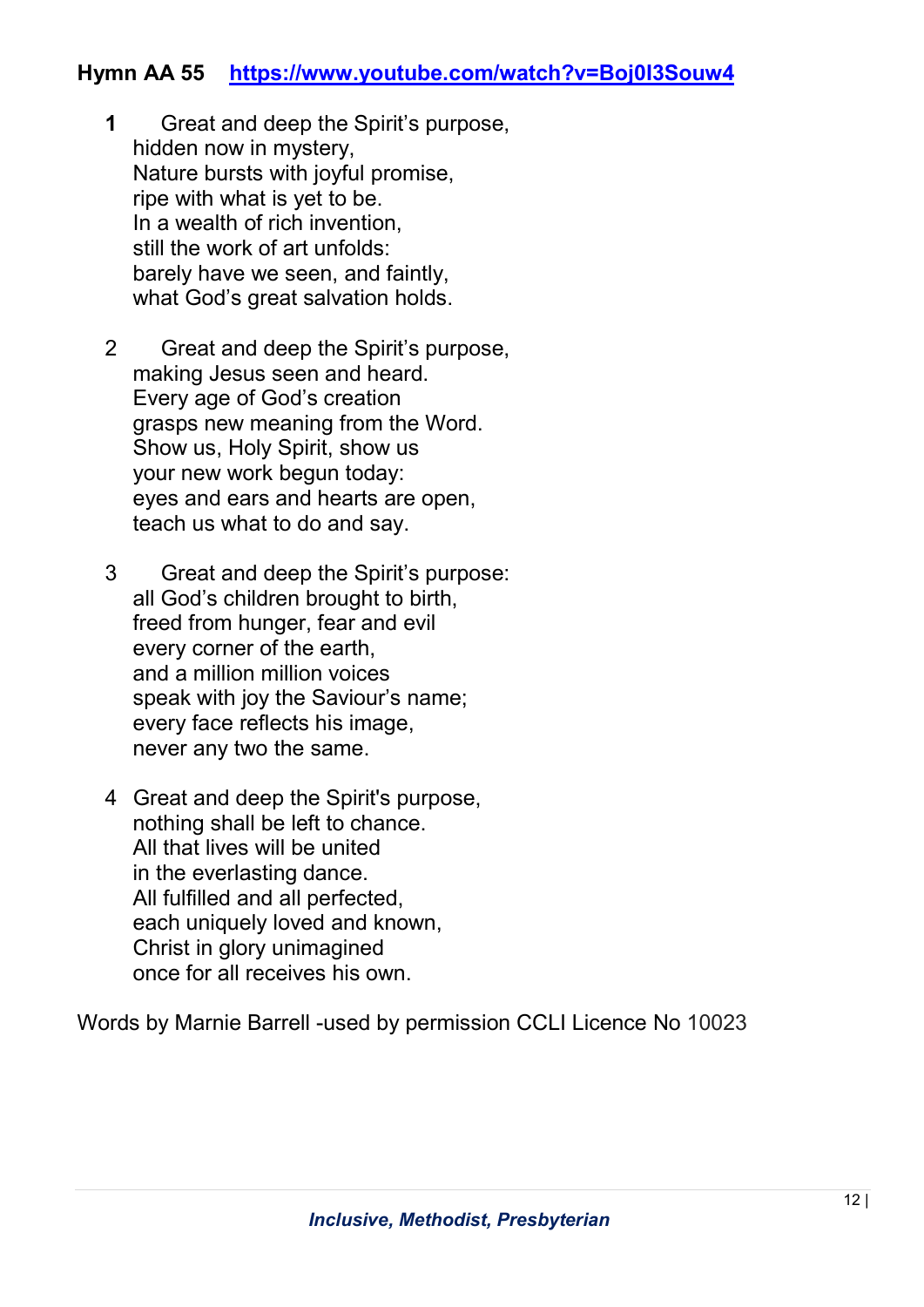**Hymn AA 55** [https://www.youtube.com/watch?v=Boj0I3Souw4](https://www.youtube.com/watch?v=Boj0I3Souw4)

**1** Great and deep the Spirit's purpose,
hidden now in mystery,
Nature bursts with joyful promise,
ripe with what is yet to be.
In a wealth of rich invention,
still the work of art unfolds:
barely have we seen, and faintly,
what God's great salvation holds.

2 Great and deep the Spirit's purpose,
making Jesus seen and heard.
Every age of God's creation
grasps new meaning from the Word.
Show us, Holy Spirit, show us
your new work begun today:
eyes and ears and hearts are open,
teach us what to do and say.

3 Great and deep the Spirit's purpose:
all God's children brought to birth,
freed from hunger, fear and evil
every corner of the earth,
and a million million voices
speak with joy the Saviour's name;
every face reflects his image,
never any two the same.

4 Great and deep the Spirit's purpose,
nothing shall be left to chance.
All that lives will be united
in the everlasting dance.
All fulfilled and all perfected,
each uniquely loved and known,
Christ in glory unimagined
once for all receives his own.

Words by Marnie Barrell -used by permission CCLI Licence No 10023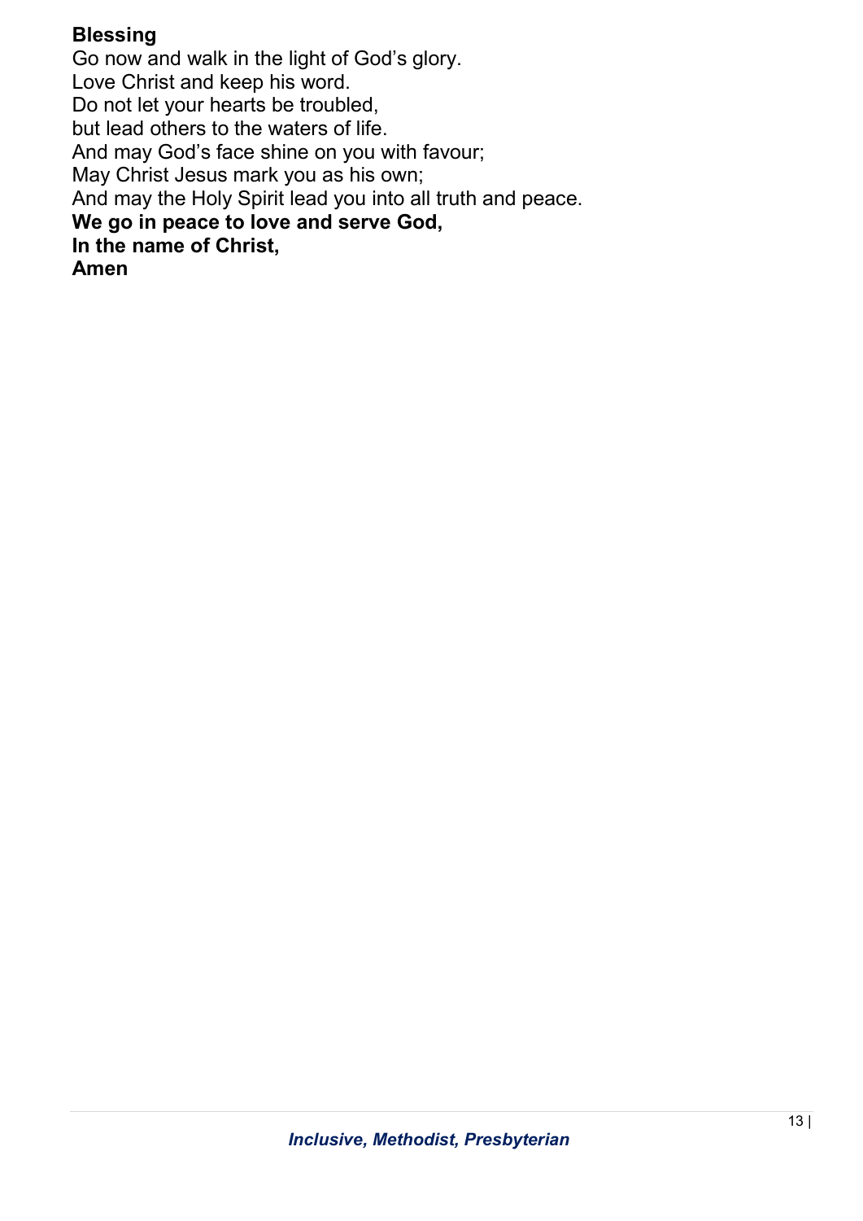**Blessing**

Go now and walk in the light of God's glory.
Love Christ and keep his word.
Do not let your hearts be troubled,
but lead others to the waters of life.
And may God's face shine on you with favour;
May Christ Jesus mark you as his own;
And may the Holy Spirit lead you into all truth and peace.
**We go in peace to love and serve God,**
**In the name of Christ,**
**Amen**